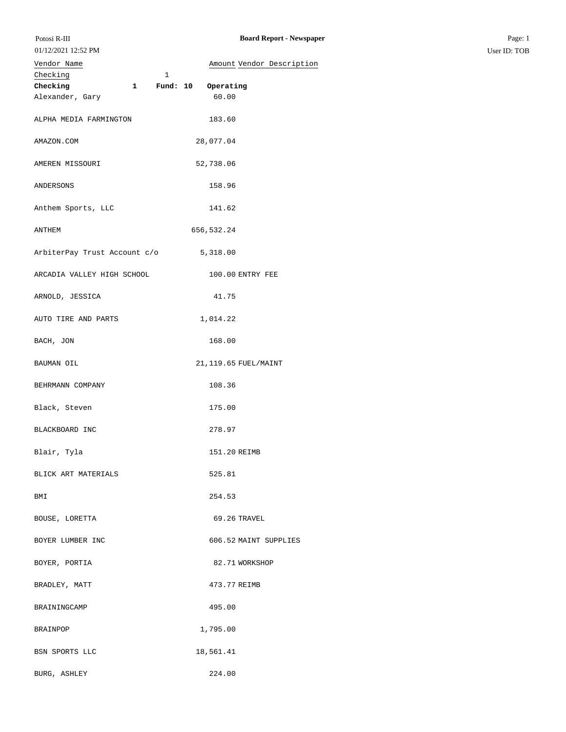Potosi R-III

**Board Report - Newspaper**

01/12/2021 12:52 PM

| Vendor Name | Amount | Vendor Description |
|---|---|---|
| Checking 1 | | |
| **Checking 1 Fund: 10 Operating** | | |
| Alexander, Gary | 60.00 | |
| ALPHA MEDIA FARMINGTON | 183.60 | |
| AMAZON.COM | 28,077.04 | |
| AMEREN MISSOURI | 52,738.06 | |
| ANDERSONS | 158.96 | |
| Anthem Sports, LLC | 141.62 | |
| ANTHEM | 656,532.24 | |
| ArbiterPay Trust Account c/o | 5,318.00 | |
| ARCADIA VALLEY HIGH SCHOOL | 100.00 | ENTRY FEE |
| ARNOLD, JESSICA | 41.75 | |
| AUTO TIRE AND PARTS | 1,014.22 | |
| BACH, JON | 168.00 | |
| BAUMAN OIL | 21,119.65 | FUEL/MAINT |
| BEHRMANN COMPANY | 108.36 | |
| Black, Steven | 175.00 | |
| BLACKBOARD INC | 278.97 | |
| Blair, Tyla | 151.20 | REIMB |
| BLICK ART MATERIALS | 525.81 | |
| BMI | 254.53 | |
| BOUSE, LORETTA | 69.26 | TRAVEL |
| BOYER LUMBER INC | 606.52 | MAINT SUPPLIES |
| BOYER, PORTIA | 82.71 | WORKSHOP |
| BRADLEY, MATT | 473.77 | REIMB |
| BRAININGCAMP | 495.00 | |
| BRAINPOP | 1,795.00 | |
| BSN SPORTS LLC | 18,561.41 | |
| BURG, ASHLEY | 224.00 | |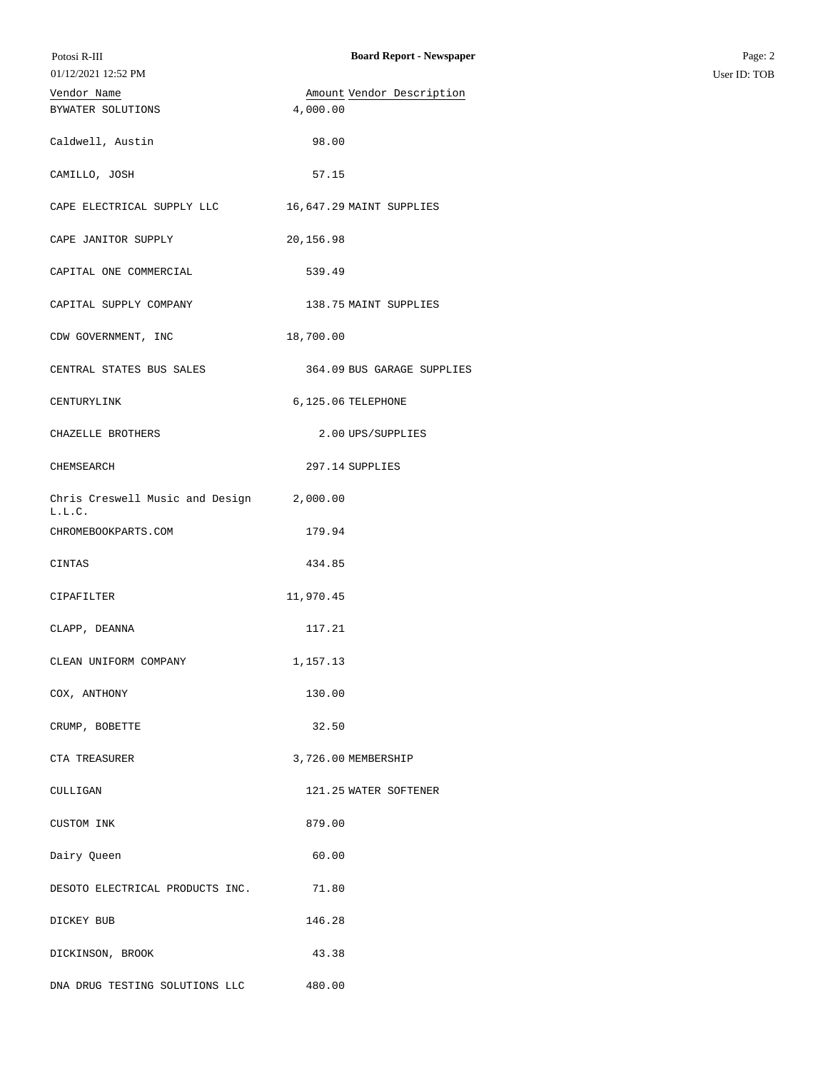| Vendor Name | Amount | Vendor Description |
|---|---|---|
| BYWATER SOLUTIONS | 4,000.00 | |
| Caldwell, Austin | 98.00 | |
| CAMILLO, JOSH | 57.15 | |
| CAPE ELECTRICAL SUPPLY LLC | 16,647.29 | MAINT SUPPLIES |
| CAPE JANITOR SUPPLY | 20,156.98 | |
| CAPITAL ONE COMMERCIAL | 539.49 | |
| CAPITAL SUPPLY COMPANY | 138.75 | MAINT SUPPLIES |
| CDW GOVERNMENT, INC | 18,700.00 | |
| CENTRAL STATES BUS SALES | 364.09 | BUS GARAGE SUPPLIES |
| CENTURYLINK | 6,125.06 | TELEPHONE |
| CHAZELLE BROTHERS | 2.00 | UPS/SUPPLIES |
| CHEMSEARCH | 297.14 | SUPPLIES |
| Chris Creswell Music and Design L.L.C. | 2,000.00 | |
| CHROMEBOOKPARTS.COM | 179.94 | |
| CINTAS | 434.85 | |
| CIPAFILTER | 11,970.45 | |
| CLAPP, DEANNA | 117.21 | |
| CLEAN UNIFORM COMPANY | 1,157.13 | |
| COX, ANTHONY | 130.00 | |
| CRUMP, BOBETTE | 32.50 | |
| CTA TREASURER | 3,726.00 | MEMBERSHIP |
| CULLIGAN | 121.25 | WATER SOFTENER |
| CUSTOM INK | 879.00 | |
| Dairy Queen | 60.00 | |
| DESOTO ELECTRICAL PRODUCTS INC. | 71.80 | |
| DICKEY BUB | 146.28 | |
| DICKINSON, BROOK | 43.38 | |
| DNA DRUG TESTING SOLUTIONS LLC | 480.00 | |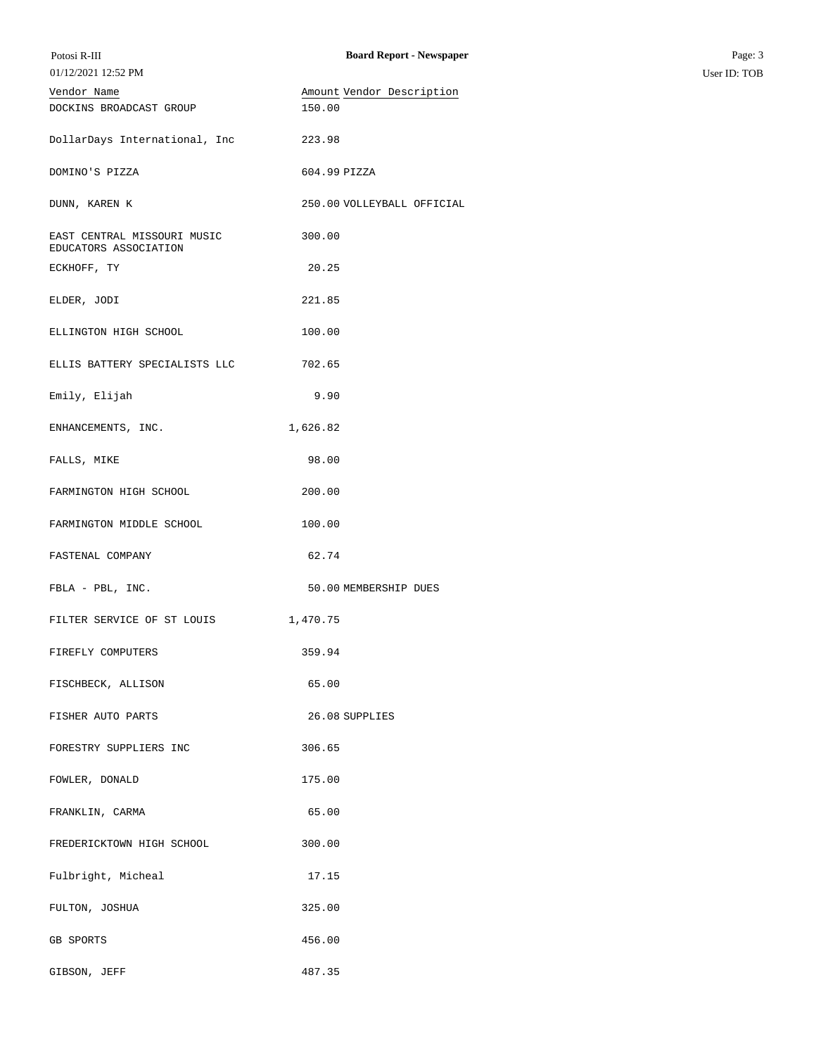| Vendor Name | Amount | Vendor Description |
|---|---|---|
| DOCKINS BROADCAST GROUP | 150.00 | |
| DollarDays International, Inc | 223.98 | |
| DOMINO'S PIZZA | 604.99 | PIZZA |
| DUNN, KAREN K | 250.00 | VOLLEYBALL OFFICIAL |
| EAST CENTRAL MISSOURI MUSIC EDUCATORS ASSOCIATION | 300.00 | |
| ECKHOFF, TY | 20.25 | |
| ELDER, JODI | 221.85 | |
| ELLINGTON HIGH SCHOOL | 100.00 | |
| ELLIS BATTERY SPECIALISTS LLC | 702.65 | |
| Emily, Elijah | 9.90 | |
| ENHANCEMENTS, INC. | 1,626.82 | |
| FALLS, MIKE | 98.00 | |
| FARMINGTON HIGH SCHOOL | 200.00 | |
| FARMINGTON MIDDLE SCHOOL | 100.00 | |
| FASTENAL COMPANY | 62.74 | |
| FBLA - PBL, INC. | 50.00 | MEMBERSHIP DUES |
| FILTER SERVICE OF ST LOUIS | 1,470.75 | |
| FIREFLY COMPUTERS | 359.94 | |
| FISCHBECK, ALLISON | 65.00 | |
| FISHER AUTO PARTS | 26.08 | SUPPLIES |
| FORESTRY SUPPLIERS INC | 306.65 | |
| FOWLER, DONALD | 175.00 | |
| FRANKLIN, CARMA | 65.00 | |
| FREDERICKTOWN HIGH SCHOOL | 300.00 | |
| Fulbright, Micheal | 17.15 | |
| FULTON, JOSHUA | 325.00 | |
| GB SPORTS | 456.00 | |
| GIBSON, JEFF | 487.35 | |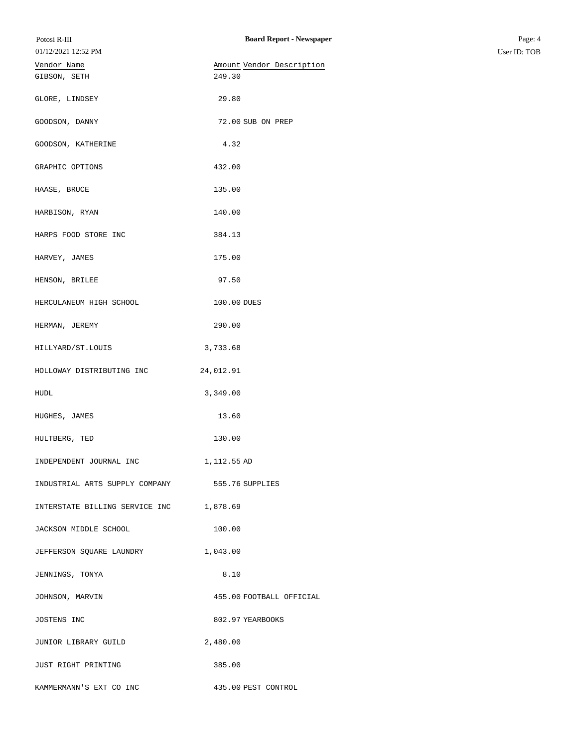| Vendor Name | Amount | Vendor Description |
|---|---|---|
| GIBSON, SETH | 249.30 | |
| GLORE, LINDSEY | 29.80 | |
| GOODSON, DANNY | 72.00 | SUB ON PREP |
| GOODSON, KATHERINE | 4.32 | |
| GRAPHIC OPTIONS | 432.00 | |
| HAASE, BRUCE | 135.00 | |
| HARBISON, RYAN | 140.00 | |
| HARPS FOOD STORE INC | 384.13 | |
| HARVEY, JAMES | 175.00 | |
| HENSON, BRILEE | 97.50 | |
| HERCULANEUM HIGH SCHOOL | 100.00 | DUES |
| HERMAN, JEREMY | 290.00 | |
| HILLYARD/ST.LOUIS | 3,733.68 | |
| HOLLOWAY DISTRIBUTING INC | 24,012.91 | |
| HUDL | 3,349.00 | |
| HUGHES, JAMES | 13.60 | |
| HULTBERG, TED | 130.00 | |
| INDEPENDENT JOURNAL INC | 1,112.55 | AD |
| INDUSTRIAL ARTS SUPPLY COMPANY | 555.76 | SUPPLIES |
| INTERSTATE BILLING SERVICE INC | 1,878.69 | |
| JACKSON MIDDLE SCHOOL | 100.00 | |
| JEFFERSON SQUARE LAUNDRY | 1,043.00 | |
| JENNINGS, TONYA | 8.10 | |
| JOHNSON, MARVIN | 455.00 | FOOTBALL OFFICIAL |
| JOSTENS INC | 802.97 | YEARBOOKS |
| JUNIOR LIBRARY GUILD | 2,480.00 | |
| JUST RIGHT PRINTING | 385.00 | |
| KAMMERMANN'S EXT CO INC | 435.00 | PEST CONTROL |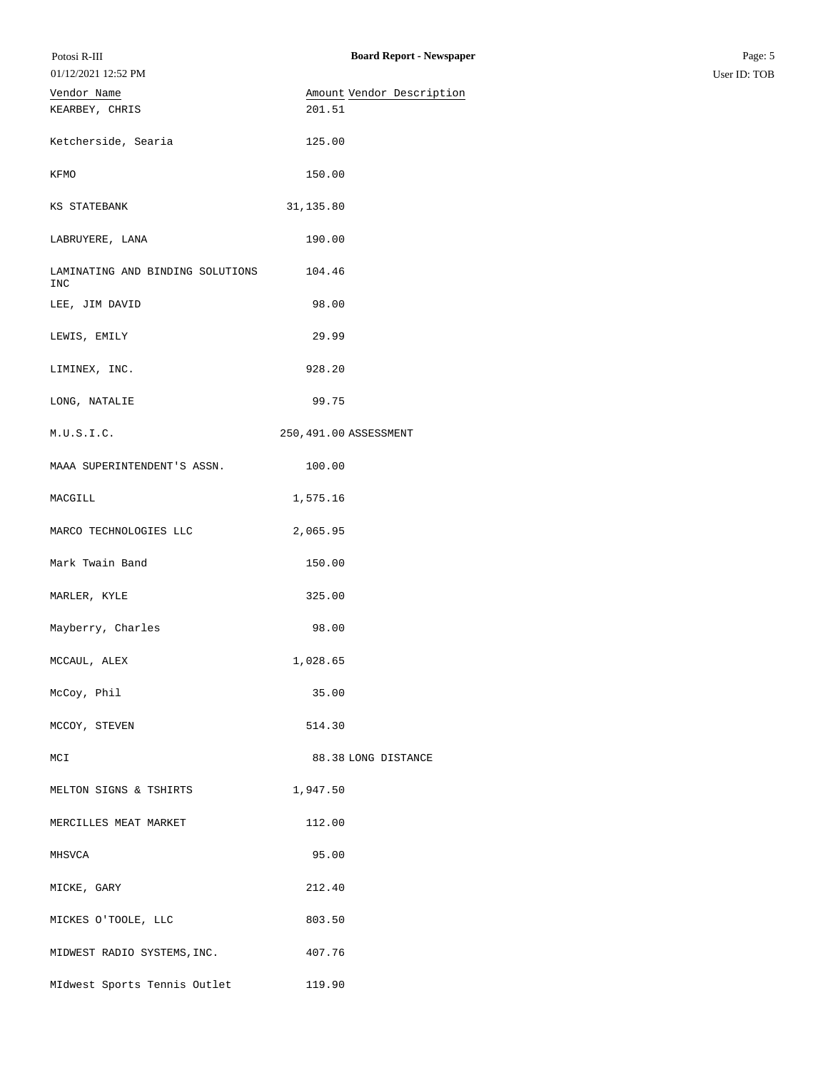| Vendor Name | Amount | Vendor Description |
| --- | --- | --- |
| KEARBEY, CHRIS | 201.51 | |
| Ketcherside, Searia | 125.00 | |
| KFMO | 150.00 | |
| KS STATEBANK | 31,135.80 | |
| LABRUYERE, LANA | 190.00 | |
| LAMINATING AND BINDING SOLUTIONS INC | 104.46 | |
| LEE, JIM DAVID | 98.00 | |
| LEWIS, EMILY | 29.99 | |
| LIMINEX, INC. | 928.20 | |
| LONG, NATALIE | 99.75 | |
| M.U.S.I.C. | 250,491.00 | ASSESSMENT |
| MAAA SUPERINTENDENT'S ASSN. | 100.00 | |
| MACGILL | 1,575.16 | |
| MARCO TECHNOLOGIES LLC | 2,065.95 | |
| Mark Twain Band | 150.00 | |
| MARLER, KYLE | 325.00 | |
| Mayberry, Charles | 98.00 | |
| MCCAUL, ALEX | 1,028.65 | |
| McCoy, Phil | 35.00 | |
| MCCOY, STEVEN | 514.30 | |
| MCI | 88.38 | LONG DISTANCE |
| MELTON SIGNS & TSHIRTS | 1,947.50 | |
| MERCILLES MEAT MARKET | 112.00 | |
| MHSVCA | 95.00 | |
| MICKE, GARY | 212.40 | |
| MICKES O'TOOLE, LLC | 803.50 | |
| MIDWEST RADIO SYSTEMS,INC. | 407.76 | |
| MIdwest Sports Tennis Outlet | 119.90 | |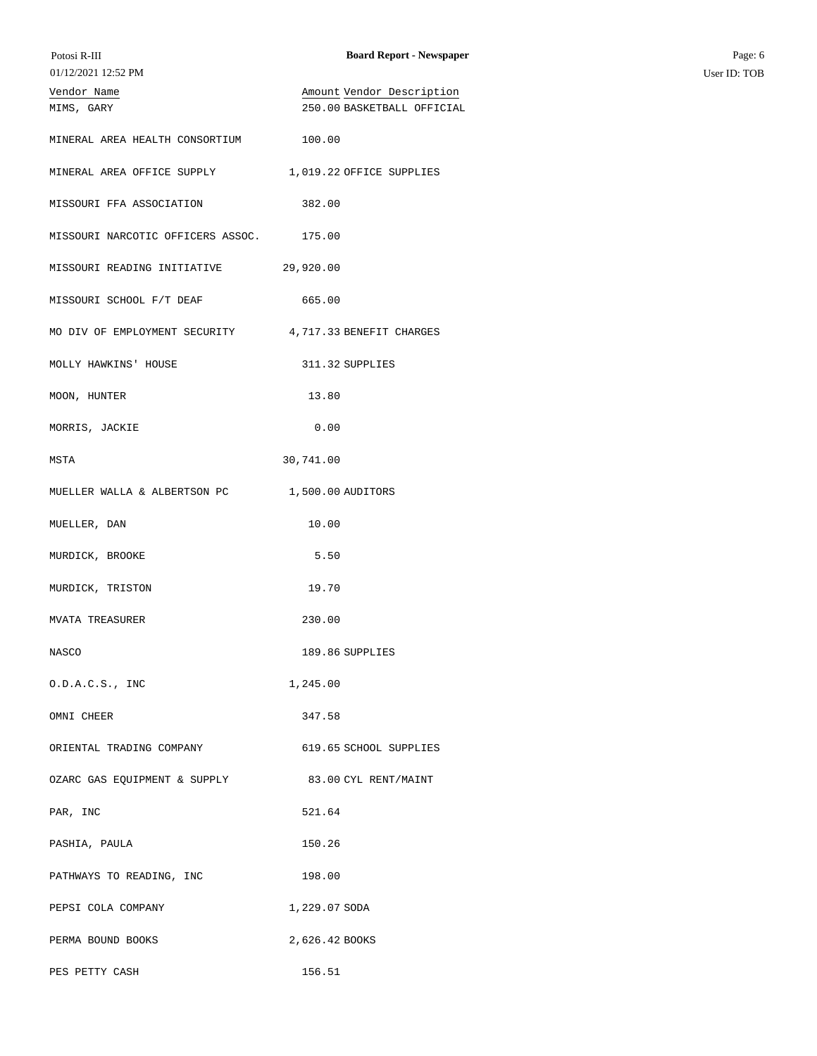| Vendor Name | Amount | Vendor Description |
|---|---|---|
| MIMS, GARY | 250.00 | BASKETBALL OFFICIAL |
| MINERAL AREA HEALTH CONSORTIUM | 100.00 | |
| MINERAL AREA OFFICE SUPPLY | 1,019.22 | OFFICE SUPPLIES |
| MISSOURI FFA ASSOCIATION | 382.00 | |
| MISSOURI NARCOTIC OFFICERS ASSOC. | 175.00 | |
| MISSOURI READING INITIATIVE | 29,920.00 | |
| MISSOURI SCHOOL F/T DEAF | 665.00 | |
| MO DIV OF EMPLOYMENT SECURITY | 4,717.33 | BENEFIT CHARGES |
| MOLLY HAWKINS' HOUSE | 311.32 | SUPPLIES |
| MOON, HUNTER | 13.80 | |
| MORRIS, JACKIE | 0.00 | |
| MSTA | 30,741.00 | |
| MUELLER WALLA & ALBERTSON PC | 1,500.00 | AUDITORS |
| MUELLER, DAN | 10.00 | |
| MURDICK, BROOKE | 5.50 | |
| MURDICK, TRISTON | 19.70 | |
| MVATA TREASURER | 230.00 | |
| NASCO | 189.86 | SUPPLIES |
| O.D.A.C.S., INC | 1,245.00 | |
| OMNI CHEER | 347.58 | |
| ORIENTAL TRADING COMPANY | 619.65 | SCHOOL SUPPLIES |
| OZARC GAS EQUIPMENT & SUPPLY | 83.00 | CYL RENT/MAINT |
| PAR, INC | 521.64 | |
| PASHIA, PAULA | 150.26 | |
| PATHWAYS TO READING, INC | 198.00 | |
| PEPSI COLA COMPANY | 1,229.07 | SODA |
| PERMA BOUND BOOKS | 2,626.42 | BOOKS |
| PES PETTY CASH | 156.51 | |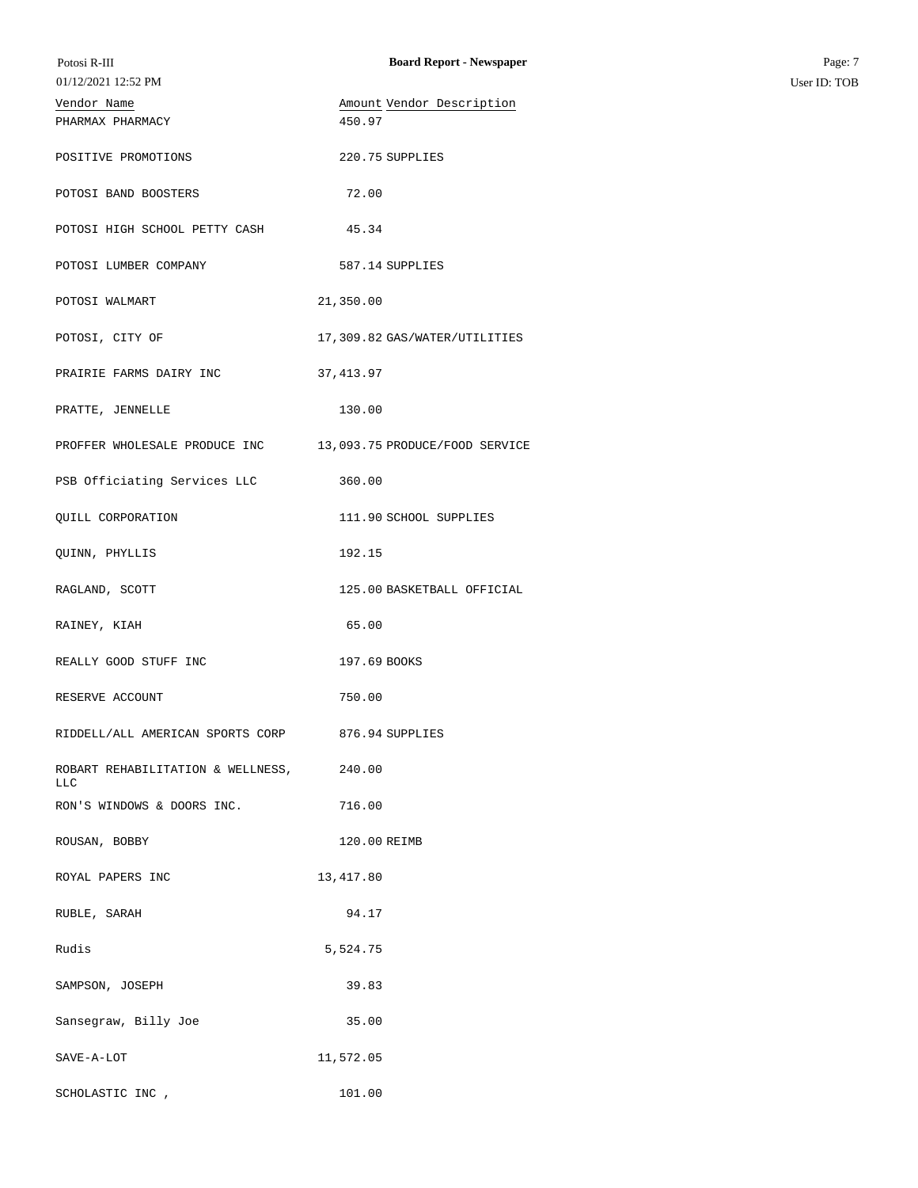| Vendor Name | Amount | Vendor Description |
|---|---|---|
| PHARMAX PHARMACY | 450.97 | |
| POSITIVE PROMOTIONS | 220.75 | SUPPLIES |
| POTOSI BAND BOOSTERS | 72.00 | |
| POTOSI HIGH SCHOOL PETTY CASH | 45.34 | |
| POTOSI LUMBER COMPANY | 587.14 | SUPPLIES |
| POTOSI WALMART | 21,350.00 | |
| POTOSI, CITY OF | 17,309.82 | GAS/WATER/UTILITIES |
| PRAIRIE FARMS DAIRY INC | 37,413.97 | |
| PRATTE, JENNELLE | 130.00 | |
| PROFFER WHOLESALE PRODUCE INC | 13,093.75 | PRODUCE/FOOD SERVICE |
| PSB Officiating Services LLC | 360.00 | |
| QUILL CORPORATION | 111.90 | SCHOOL SUPPLIES |
| QUINN, PHYLLIS | 192.15 | |
| RAGLAND, SCOTT | 125.00 | BASKETBALL OFFICIAL |
| RAINEY, KIAH | 65.00 | |
| REALLY GOOD STUFF INC | 197.69 | BOOKS |
| RESERVE ACCOUNT | 750.00 | |
| RIDDELL/ALL AMERICAN SPORTS CORP | 876.94 | SUPPLIES |
| ROBART REHABILITATION & WELLNESS, LLC | 240.00 | |
| RON'S WINDOWS & DOORS INC. | 716.00 | |
| ROUSAN, BOBBY | 120.00 | REIMB |
| ROYAL PAPERS INC | 13,417.80 | |
| RUBLE, SARAH | 94.17 | |
| Rudis | 5,524.75 | |
| SAMPSON, JOSEPH | 39.83 | |
| Sansegraw, Billy Joe | 35.00 | |
| SAVE-A-LOT | 11,572.05 | |
| SCHOLASTIC INC , | 101.00 | |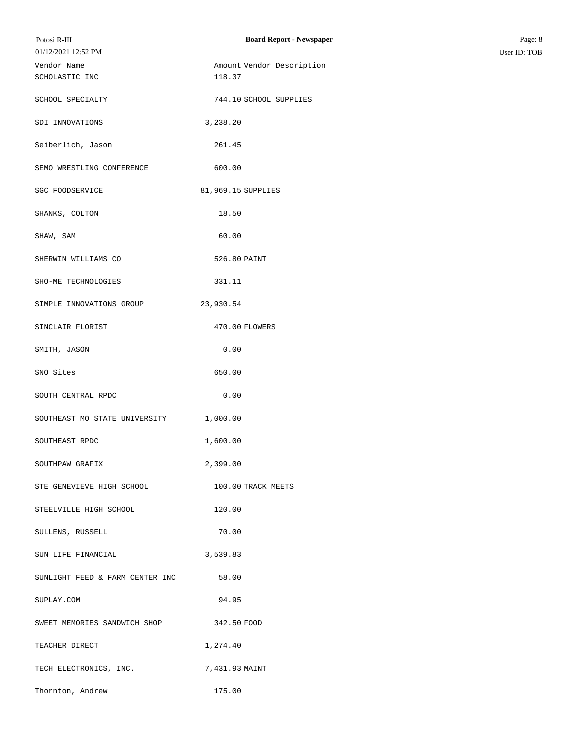| Vendor Name | Amount | Vendor Description |
|---|---|---|
| SCHOLASTIC INC | 118.37 | |
| SCHOOL SPECIALTY | 744.10 | SCHOOL SUPPLIES |
| SDI INNOVATIONS | 3,238.20 | |
| Seiberlich, Jason | 261.45 | |
| SEMO WRESTLING CONFERENCE | 600.00 | |
| SGC FOODSERVICE | 81,969.15 | SUPPLIES |
| SHANKS, COLTON | 18.50 | |
| SHAW, SAM | 60.00 | |
| SHERWIN WILLIAMS CO | 526.80 | PAINT |
| SHO-ME TECHNOLOGIES | 331.11 | |
| SIMPLE INNOVATIONS GROUP | 23,930.54 | |
| SINCLAIR FLORIST | 470.00 | FLOWERS |
| SMITH, JASON | 0.00 | |
| SNO Sites | 650.00 | |
| SOUTH CENTRAL RPDC | 0.00 | |
| SOUTHEAST MO STATE UNIVERSITY | 1,000.00 | |
| SOUTHEAST RPDC | 1,600.00 | |
| SOUTHPAW GRAFIX | 2,399.00 | |
| STE GENEVIEVE HIGH SCHOOL | 100.00 | TRACK MEETS |
| STEELVILLE HIGH SCHOOL | 120.00 | |
| SULLENS, RUSSELL | 70.00 | |
| SUN LIFE FINANCIAL | 3,539.83 | |
| SUNLIGHT FEED & FARM CENTER INC | 58.00 | |
| SUPLAY.COM | 94.95 | |
| SWEET MEMORIES SANDWICH SHOP | 342.50 | FOOD |
| TEACHER DIRECT | 1,274.40 | |
| TECH ELECTRONICS, INC. | 7,431.93 | MAINT |
| Thornton, Andrew | 175.00 | |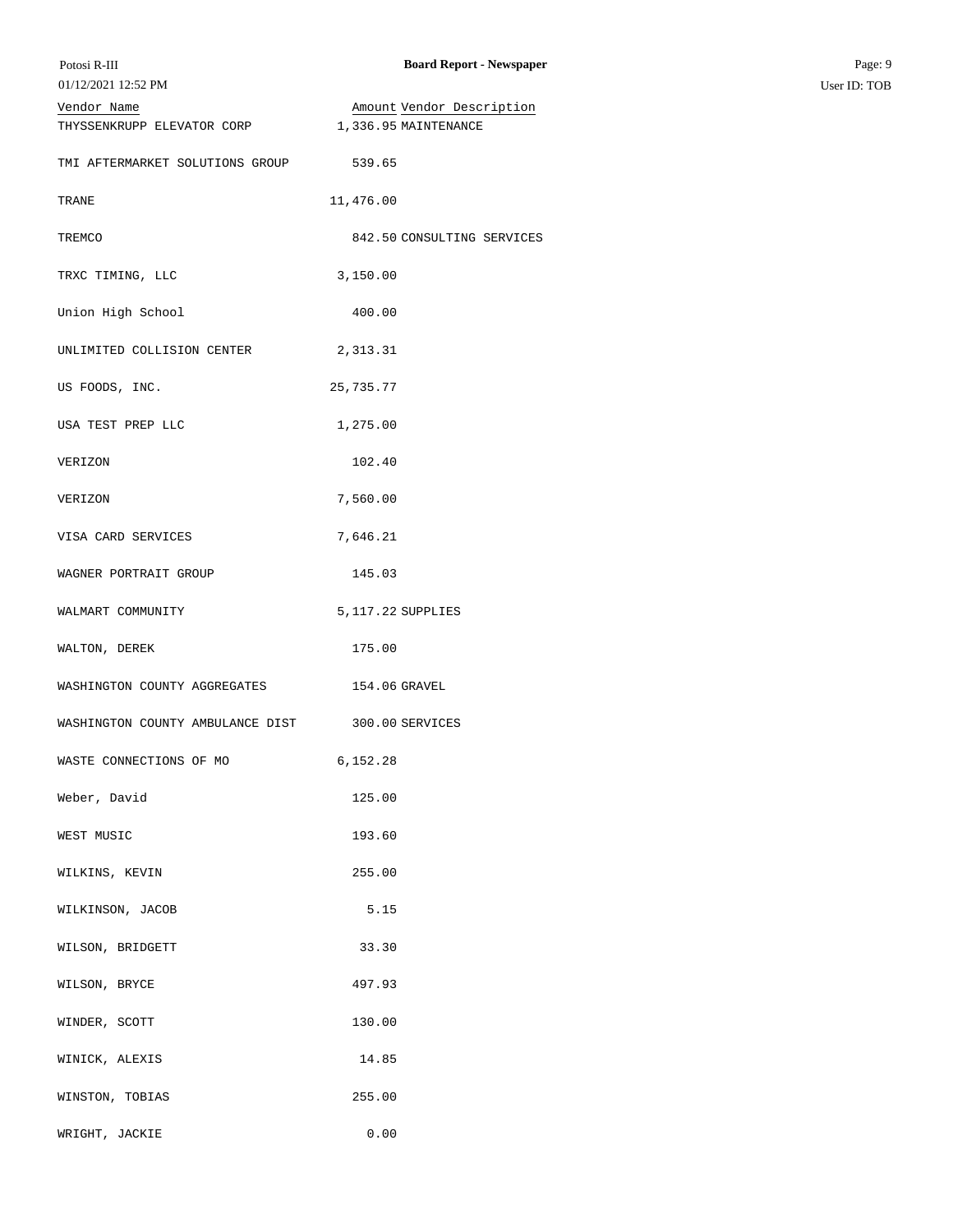| Vendor Name | Amount | Vendor Description |
|---|---|---|
| THYSSENKRUPP ELEVATOR CORP | 1,336.95 | MAINTENANCE |
| TMI AFTERMARKET SOLUTIONS GROUP | 539.65 | |
| TRANE | 11,476.00 | |
| TREMCO | 842.50 | CONSULTING SERVICES |
| TRXC TIMING, LLC | 3,150.00 | |
| Union High School | 400.00 | |
| UNLIMITED COLLISION CENTER | 2,313.31 | |
| US FOODS, INC. | 25,735.77 | |
| USA TEST PREP LLC | 1,275.00 | |
| VERIZON | 102.40 | |
| VERIZON | 7,560.00 | |
| VISA CARD SERVICES | 7,646.21 | |
| WAGNER PORTRAIT GROUP | 145.03 | |
| WALMART COMMUNITY | 5,117.22 | SUPPLIES |
| WALTON, DEREK | 175.00 | |
| WASHINGTON COUNTY AGGREGATES | 154.06 | GRAVEL |
| WASHINGTON COUNTY AMBULANCE DIST | 300.00 | SERVICES |
| WASTE CONNECTIONS OF MO | 6,152.28 | |
| Weber, David | 125.00 | |
| WEST MUSIC | 193.60 | |
| WILKINS, KEVIN | 255.00 | |
| WILKINSON, JACOB | 5.15 | |
| WILSON, BRIDGETT | 33.30 | |
| WILSON, BRYCE | 497.93 | |
| WINDER, SCOTT | 130.00 | |
| WINICK, ALEXIS | 14.85 | |
| WINSTON, TOBIAS | 255.00 | |
| WRIGHT, JACKIE | 0.00 | |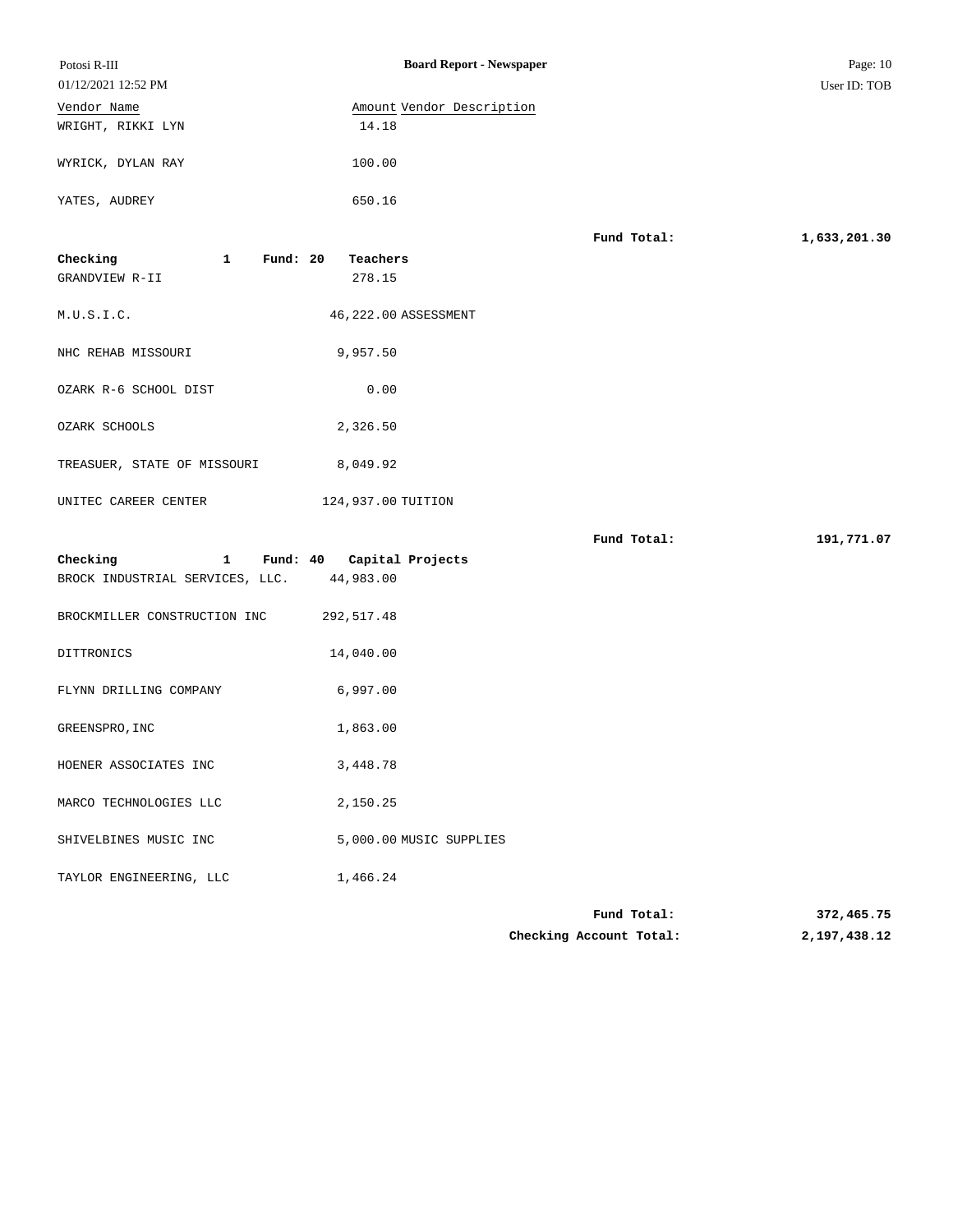| Vendor Name | Amount | Vendor Description |
|---|---|---|
| WRIGHT, RIKKI LYN | 14.18 | |
| WYRICK, DYLAN RAY | 100.00 | |
| YATES, AUDREY | 650.16 | |
| | **Fund Total:** | **1,633,201.30** |

**Checking 1 Fund: 20 Teachers**

| Vendor Name | Amount | Vendor Description |
|---|---|---|
| GRANDVIEW R-II | 278.15 | |
| M.U.S.I.C. | 46,222.00 | ASSESSMENT |
| NHC REHAB MISSOURI | 9,957.50 | |
| OZARK R-6 SCHOOL DIST | 0.00 | |
| OZARK SCHOOLS | 2,326.50 | |
| TREASUER, STATE OF MISSOURI | 8,049.92 | |
| UNITEC CAREER CENTER | 124,937.00 | TUITION |
| | **Fund Total:** | **191,771.07** |

**Checking 1 Fund: 40 Capital Projects**

| Vendor Name | Amount | Vendor Description |
|---|---|---|
| BROCK INDUSTRIAL SERVICES, LLC. | 44,983.00 | |
| BROCKMILLER CONSTRUCTION INC | 292,517.48 | |
| DITTRONICS | 14,040.00 | |
| FLYNN DRILLING COMPANY | 6,997.00 | |
| GREENSPRO,INC | 1,863.00 | |
| HOENER ASSOCIATES INC | 3,448.78 | |
| MARCO TECHNOLOGIES LLC | 2,150.25 | |
| SHIVELBINES MUSIC INC | 5,000.00 | MUSIC SUPPLIES |
| TAYLOR ENGINEERING, LLC | 1,466.24 | |
| | **Fund Total:** | **372,465.75** |
| | **Checking Account Total:** | **2,197,438.12** |